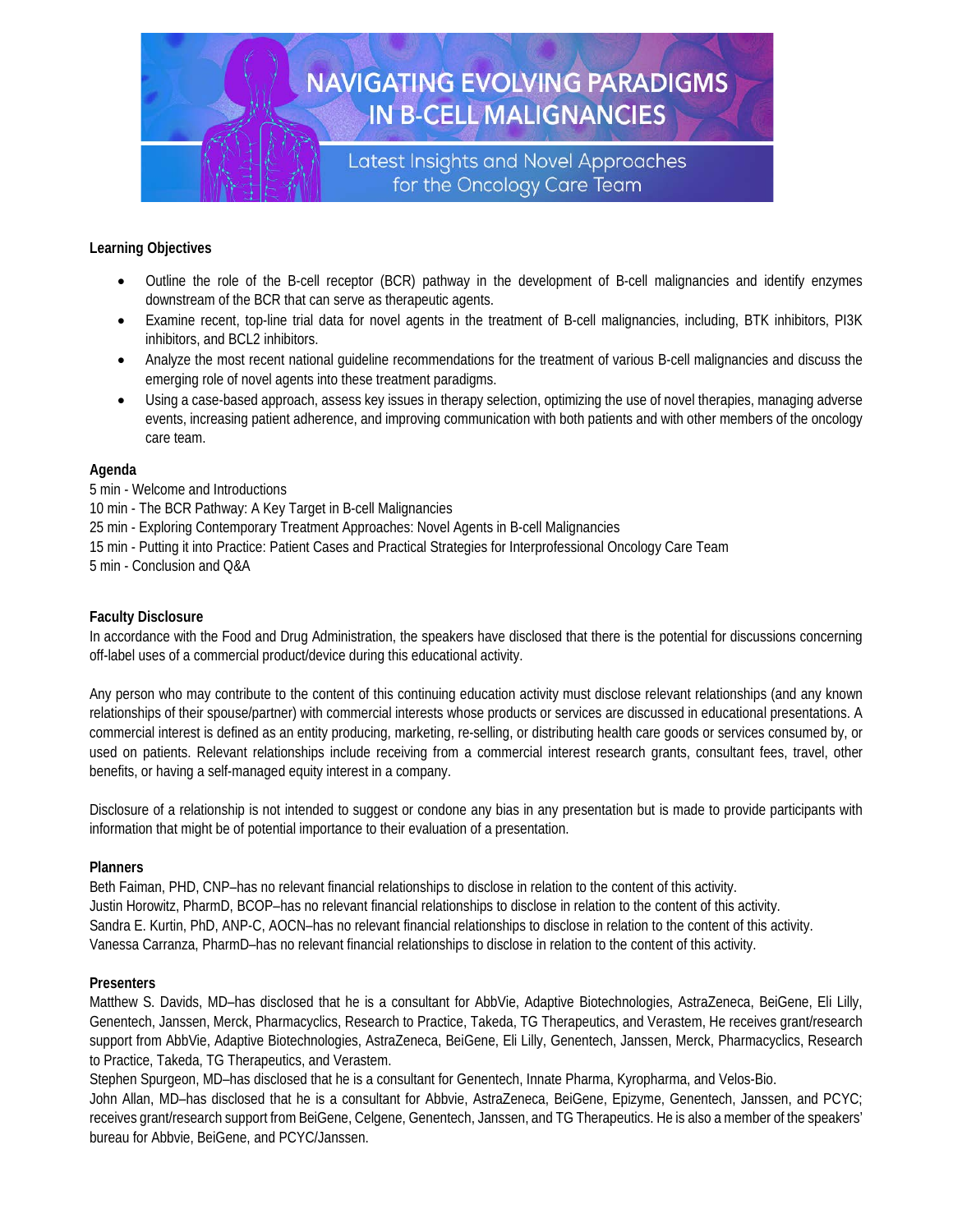# NAVIGATING EVOLVING PARADIGMS IN B-CELL MALIGNANCIES

Latest Insights and Novel Approaches for the Oncology Care Team

**Learning Objectives**

- Outline the role of the B-cell receptor (BCR) pathway in the development of B-cell malignancies and identify enzymes downstream of the BCR that can serve as therapeutic agents.
- Examine recent, top-line trial data for novel agents in the treatment of B-cell malignancies, including, BTK inhibitors, PI3K inhibitors, and BCL2 inhibitors.
- Analyze the most recent national guideline recommendations for the treatment of various B-cell malignancies and discuss the emerging role of novel agents into these treatment paradigms.
- Using a case-based approach, assess key issues in therapy selection, optimizing the use of novel therapies, managing adverse events, increasing patient adherence, and improving communication with both patients and with other members of the oncology care team.

**Agenda**

5 min - Welcome and Introductions
10 min - The BCR Pathway: A Key Target in B-cell Malignancies
25 min - Exploring Contemporary Treatment Approaches: Novel Agents in B-cell Malignancies
15 min - Putting it into Practice: Patient Cases and Practical Strategies for Interprofessional Oncology Care Team
5 min - Conclusion and Q&A

**Faculty Disclosure**

In accordance with the Food and Drug Administration, the speakers have disclosed that there is the potential for discussions concerning off-label uses of a commercial product/device during this educational activity.

Any person who may contribute to the content of this continuing education activity must disclose relevant relationships (and any known relationships of their spouse/partner) with commercial interests whose products or services are discussed in educational presentations. A commercial interest is defined as an entity producing, marketing, re-selling, or distributing health care goods or services consumed by, or used on patients. Relevant relationships include receiving from a commercial interest research grants, consultant fees, travel, other benefits, or having a self-managed equity interest in a company.

Disclosure of a relationship is not intended to suggest or condone any bias in any presentation but is made to provide participants with information that might be of potential importance to their evaluation of a presentation.

**Planners**

Beth Faiman, PHD, CNP–has no relevant financial relationships to disclose in relation to the content of this activity.
Justin Horowitz, PharmD, BCOP–has no relevant financial relationships to disclose in relation to the content of this activity.
Sandra E. Kurtin, PhD, ANP-C, AOCN–has no relevant financial relationships to disclose in relation to the content of this activity.
Vanessa Carranza, PharmD–has no relevant financial relationships to disclose in relation to the content of this activity.

**Presenters**

Matthew S. Davids, MD–has disclosed that he is a consultant for AbbVie, Adaptive Biotechnologies, AstraZeneca, BeiGene, Eli Lilly, Genentech, Janssen, Merck, Pharmacyclics, Research to Practice, Takeda, TG Therapeutics, and Verastem, He receives grant/research support from AbbVie, Adaptive Biotechnologies, AstraZeneca, BeiGene, Eli Lilly, Genentech, Janssen, Merck, Pharmacyclics, Research to Practice, Takeda, TG Therapeutics, and Verastem.
Stephen Spurgeon, MD–has disclosed that he is a consultant for Genentech, Innate Pharma, Kyropharma, and Velos-Bio.
John Allan, MD–has disclosed that he is a consultant for Abbvie, AstraZeneca, BeiGene, Epizyme, Genentech, Janssen, and PCYC; receives grant/research support from BeiGene, Celgene, Genentech, Janssen, and TG Therapeutics. He is also a member of the speakers' bureau for Abbvie, BeiGene, and PCYC/Janssen.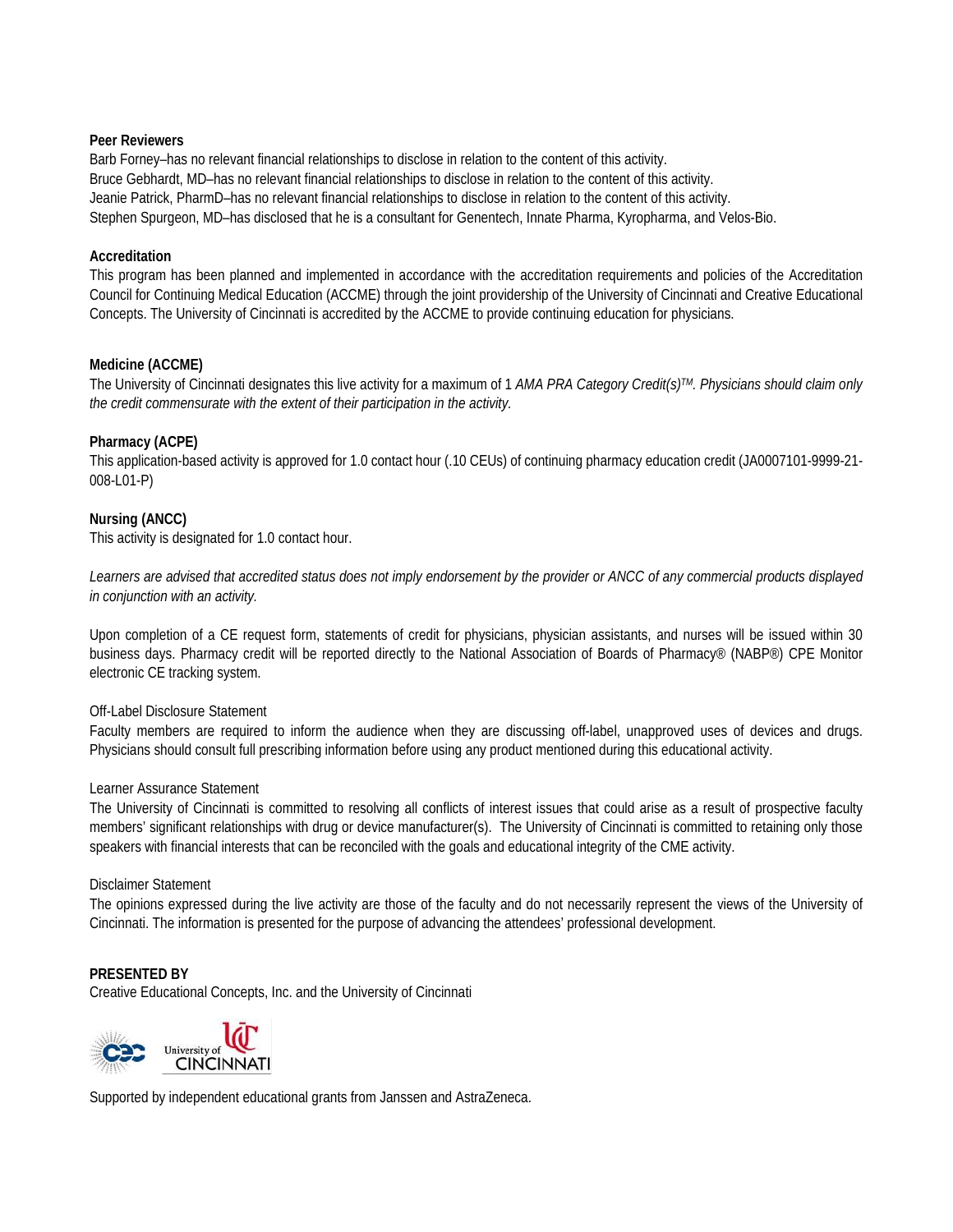**Peer Reviewers**

Barb Forney–has no relevant financial relationships to disclose in relation to the content of this activity.
Bruce Gebhardt, MD–has no relevant financial relationships to disclose in relation to the content of this activity.
Jeanie Patrick, PharmD–has no relevant financial relationships to disclose in relation to the content of this activity.
Stephen Spurgeon, MD–has disclosed that he is a consultant for Genentech, Innate Pharma, Kyropharma, and Velos-Bio.

**Accreditation**

This program has been planned and implemented in accordance with the accreditation requirements and policies of the Accreditation Council for Continuing Medical Education (ACCME) through the joint providership of the University of Cincinnati and Creative Educational Concepts. The University of Cincinnati is accredited by the ACCME to provide continuing education for physicians.

**Medicine (ACCME)**

The University of Cincinnati designates this live activity for a maximum of 1 *AMA PRA Category Credit(s)™. Physicians should claim only the credit commensurate with the extent of their participation in the activity.*

**Pharmacy (ACPE)**

This application-based activity is approved for 1.0 contact hour (.10 CEUs) of continuing pharmacy education credit (JA0007101-9999-21-008-L01-P)

**Nursing (ANCC)**

This activity is designated for 1.0 contact hour.

*Learners are advised that accredited status does not imply endorsement by the provider or ANCC of any commercial products displayed in conjunction with an activity.*

Upon completion of a CE request form, statements of credit for physicians, physician assistants, and nurses will be issued within 30 business days. Pharmacy credit will be reported directly to the National Association of Boards of Pharmacy® (NABP®) CPE Monitor electronic CE tracking system.

Off-Label Disclosure Statement

Faculty members are required to inform the audience when they are discussing off-label, unapproved uses of devices and drugs. Physicians should consult full prescribing information before using any product mentioned during this educational activity.

Learner Assurance Statement

The University of Cincinnati is committed to resolving all conflicts of interest issues that could arise as a result of prospective faculty members' significant relationships with drug or device manufacturer(s). The University of Cincinnati is committed to retaining only those speakers with financial interests that can be reconciled with the goals and educational integrity of the CME activity.

Disclaimer Statement

The opinions expressed during the live activity are those of the faculty and do not necessarily represent the views of the University of Cincinnati. The information is presented for the purpose of advancing the attendees' professional development.

**PRESENTED BY**

Creative Educational Concepts, Inc. and the University of Cincinnati

Supported by independent educational grants from Janssen and AstraZeneca.